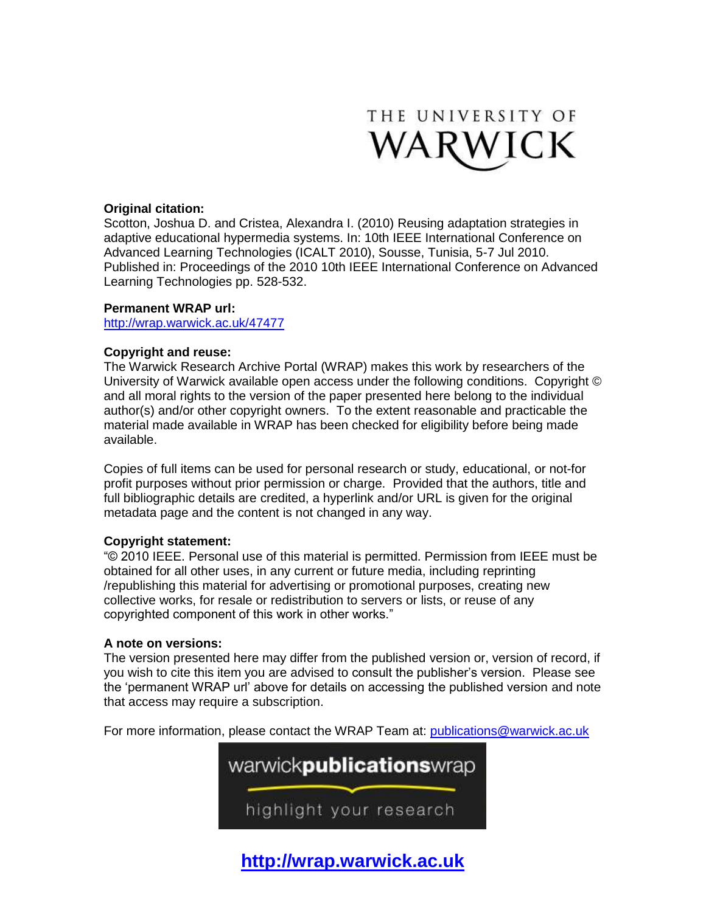THE UNIVERSITY OF WARWICK

**Original citation:**
Scotton, Joshua D. and Cristea, Alexandra I. (2010) Reusing adaptation strategies in adaptive educational hypermedia systems. In: 10th IEEE International Conference on Advanced Learning Technologies (ICALT 2010), Sousse, Tunisia, 5-7 Jul 2010. Published in: Proceedings of the 2010 10th IEEE International Conference on Advanced Learning Technologies pp. 528-532.

**Permanent WRAP url:**
http://wrap.warwick.ac.uk/47477

**Copyright and reuse:**
The Warwick Research Archive Portal (WRAP) makes this work by researchers of the University of Warwick available open access under the following conditions. Copyright © and all moral rights to the version of the paper presented here belong to the individual author(s) and/or other copyright owners. To the extent reasonable and practicable the material made available in WRAP has been checked for eligibility before being made available.

Copies of full items can be used for personal research or study, educational, or not-for profit purposes without prior permission or charge. Provided that the authors, title and full bibliographic details are credited, a hyperlink and/or URL is given for the original metadata page and the content is not changed in any way.

**Copyright statement:**
"© 2010 IEEE. Personal use of this material is permitted. Permission from IEEE must be obtained for all other uses, in any current or future media, including reprinting /republishing this material for advertising or promotional purposes, creating new collective works, for resale or redistribution to servers or lists, or reuse of any copyrighted component of this work in other works."

**A note on versions:**
The version presented here may differ from the published version or, version of record, if you wish to cite this item you are advised to consult the publisher's version. Please see the 'permanent WRAP url' above for details on accessing the published version and note that access may require a subscription.

For more information, please contact the WRAP Team at: publications@warwick.ac.uk

warwick**publications**wrap

highlight your research

**http://wrap.warwick.ac.uk**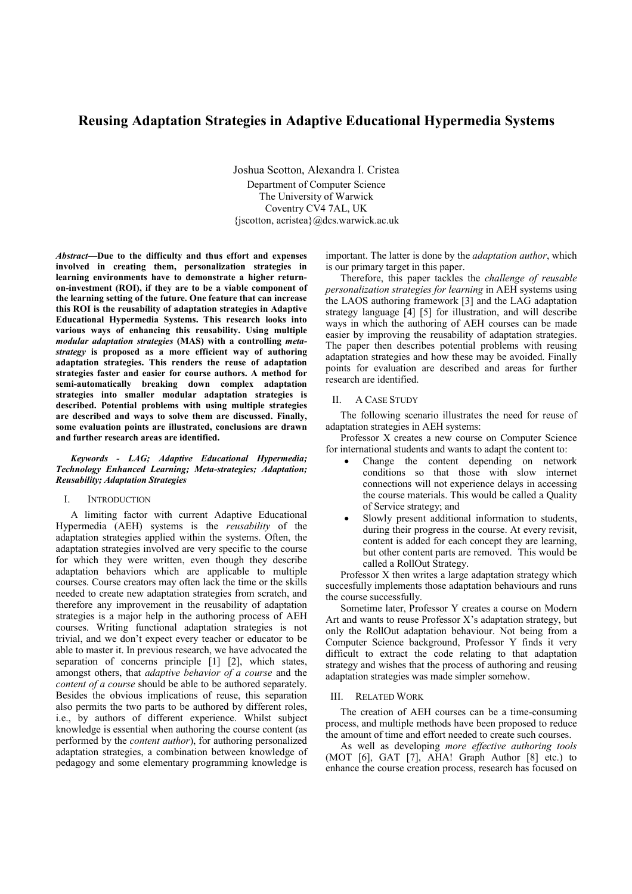# Reusing Adaptation Strategies in Adaptive Educational Hypermedia Systems

Joshua Scotton, Alexandra I. Cristea

Department of Computer Science
The University of Warwick
Coventry CV4 7AL, UK
{jscotton, acristea}@dcs.warwick.ac.uk

***Abstract*—Due to the difficulty and thus effort and expenses involved in creating them, personalization strategies in learning environments have to demonstrate a higher return-on-investment (ROI), if they are to be a viable component of the learning setting of the future. One feature that can increase this ROI is the reusability of adaptation strategies in Adaptive Educational Hypermedia Systems. This research looks into various ways of enhancing this reusability. Using multiple *modular adaptation strategies* (MAS) with a controlling *meta-strategy* is proposed as a more efficient way of authoring adaptation strategies. This renders the reuse of adaptation strategies faster and easier for course authors. A method for semi-automatically breaking down complex adaptation strategies into smaller modular adaptation strategies is described. Potential problems with using multiple strategies are described and ways to solve them are discussed. Finally, some evaluation points are illustrated, conclusions are drawn and further research areas are identified.**

***Keywords - LAG; Adaptive Educational Hypermedia; Technology Enhanced Learning; Meta-strategies; Adaptation; Reusability; Adaptation Strategies***

## I. Introduction

A limiting factor with current Adaptive Educational Hypermedia (AEH) systems is the *reusability* of the adaptation strategies applied within the systems. Often, the adaptation strategies involved are very specific to the course for which they were written, even though they describe adaptation behaviors which are applicable to multiple courses. Course creators may often lack the time or the skills needed to create new adaptation strategies from scratch, and therefore any improvement in the reusability of adaptation strategies is a major help in the authoring process of AEH courses. Writing functional adaptation strategies is not trivial, and we don't expect every teacher or educator to be able to master it. In previous research, we have advocated the separation of concerns principle [1] [2], which states, amongst others, that *adaptive behavior of a course* and the *content of a course* should be able to be authored separately. Besides the obvious implications of reuse, this separation also permits the two parts to be authored by different roles, i.e., by authors of different experience. Whilst subject knowledge is essential when authoring the course content (as performed by the *content author*), for authoring personalized adaptation strategies, a combination between knowledge of pedagogy and some elementary programming knowledge is important. The latter is done by the *adaptation author*, which is our primary target in this paper.

Therefore, this paper tackles the *challenge of reusable personalization strategies for learning* in AEH systems using the LAOS authoring framework [3] and the LAG adaptation strategy language [4] [5] for illustration, and will describe ways in which the authoring of AEH courses can be made easier by improving the reusability of adaptation strategies. The paper then describes potential problems with reusing adaptation strategies and how these may be avoided. Finally points for evaluation are described and areas for further research are identified.

## II. A Case Study

The following scenario illustrates the need for reuse of adaptation strategies in AEH systems:

Professor X creates a new course on Computer Science for international students and wants to adapt the content to:

- Change the content depending on network conditions so that those with slow internet connections will not experience delays in accessing the course materials. This would be called a Quality of Service strategy; and
- Slowly present additional information to students, during their progress in the course. At every revisit, content is added for each concept they are learning, but other content parts are removed. This would be called a RollOut Strategy.

Professor X then writes a large adaptation strategy which succesfully implements those adaptation behaviours and runs the course successfully.

Sometime later, Professor Y creates a course on Modern Art and wants to reuse Professor X's adaptation strategy, but only the RollOut adaptation behaviour. Not being from a Computer Science background, Professor Y finds it very difficult to extract the code relating to that adaptation strategy and wishes that the process of authoring and reusing adaptation strategies was made simpler somehow.

## III. Related Work

The creation of AEH courses can be a time-consuming process, and multiple methods have been proposed to reduce the amount of time and effort needed to create such courses.

As well as developing *more effective authoring tools* (MOT [6], GAT [7], AHA! Graph Author [8] etc.) to enhance the course creation process, research has focused on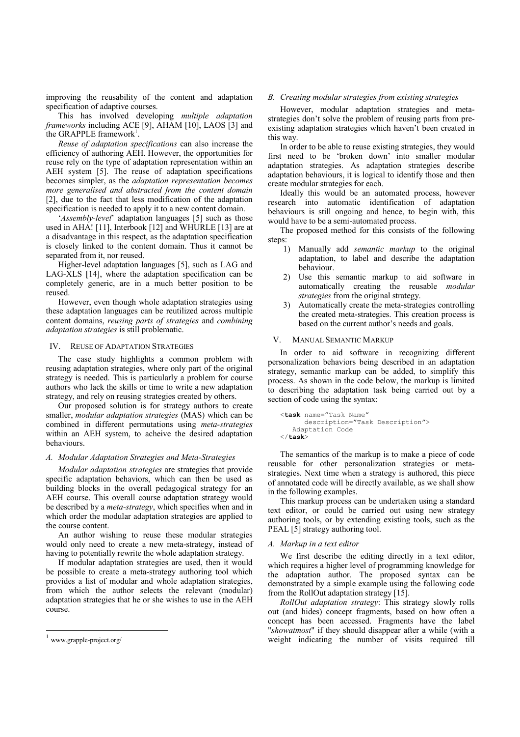improving the reusability of the content and adaptation specification of adaptive courses.

This has involved developing *multiple adaptation frameworks* including ACE [9], AHAM [10], LAOS [3] and the GRAPPLE framework[1].

*Reuse of adaptation specifications* can also increase the efficiency of authoring AEH. However, the opportunities for reuse rely on the type of adaptation representation within an AEH system [5]. The reuse of adaptation specifications becomes simpler, as the *adaptation representation becomes more generalised and abstracted from the content domain* [2], due to the fact that less modification of the adaptation specification is needed to apply it to a new content domain.

'*Assembly-level*' adaptation languages [5] such as those used in AHA! [11], Interbook [12] and WHURLE [13] are at a disadvantage in this respect, as the adaptation specification is closely linked to the content domain. Thus it cannot be separated from it, nor reused.

Higher-level adaptation languages [5], such as LAG and LAG-XLS [14], where the adaptation specification can be completely generic, are in a much better position to be reused.

However, even though whole adaptation strategies using these adaptation languages can be reutilized across multiple content domains, *reusing parts of strategies* and *combining adaptation strategies* is still problematic.

## IV. Reuse of Adaptation Strategies

The case study highlights a common problem with reusing adaptation strategies, where only part of the original strategy is needed. This is particularly a problem for course authors who lack the skills or time to write a new adaptation strategy, and rely on reusing strategies created by others.

Our proposed solution is for strategy authors to create smaller, *modular adaptation strategies* (MAS) which can be combined in different permutations using *meta-strategies* within an AEH system, to acheive the desired adaptation behaviours.

### A. Modular Adaptation Strategies and Meta-Strategies

*Modular adaptation strategies* are strategies that provide specific adaptation behaviors, which can then be used as building blocks in the overall pedagogical strategy for an AEH course. This overall course adaptation strategy would be described by a *meta-strategy*, which specifies when and in which order the modular adaptation strategies are applied to the course content.

An author wishing to reuse these modular strategies would only need to create a new meta-strategy, instead of having to potentially rewrite the whole adaptation strategy.

If modular adaptation strategies are used, then it would be possible to create a meta-strategy authoring tool which provides a list of modular and whole adaptation strategies, from which the author selects the relevant (modular) adaptation strategies that he or she wishes to use in the AEH course.

[1] www.grapple-project.org/

### B. Creating modular strategies from existing strategies

However, modular adaptation strategies and meta-strategies don't solve the problem of reusing parts from pre-existing adaptation strategies which haven't been created in this way.

In order to be able to reuse existing strategies, they would first need to be 'broken down' into smaller modular adaptation strategies. As adaptation strategies describe adaptation behaviours, it is logical to identify those and then create modular strategies for each.

Ideally this would be an automated process, however research into automatic identification of adaptation behaviours is still ongoing and hence, to begin with, this would have to be a semi-automated process.

The proposed method for this consists of the following steps:

1) Manually add *semantic markup* to the original adaptation, to label and describe the adaptation behaviour.
2) Use this semantic markup to aid software in automatically creating the reusable *modular strategies* from the original strategy.
3) Automatically create the meta-strategies controlling the created meta-strategies. This creation process is based on the current author's needs and goals.

## V. Manual Semantic Markup

In order to aid software in recognizing different personalization behaviors being described in an adaptation strategy, semantic markup can be added, to simplify this process. As shown in the code below, the markup is limited to describing the adaptation task being carried out by a section of code using the syntax:

```
<task name="Task Name"
      description="Task Description">
   Adaptation Code
</task>
```

The semantics of the markup is to make a piece of code reusable for other personalization strategies or meta-strategies. Next time when a strategy is authored, this piece of annotated code will be directly available, as we shall show in the following examples.

This markup process can be undertaken using a standard text editor, or could be carried out using new strategy authoring tools, or by extending existing tools, such as the PEAL [5] strategy authoring tool.

### A. Markup in a text editor

We first describe the editing directly in a text editor, which requires a higher level of programming knowledge for the adaptation author. The proposed syntax can be demonstrated by a simple example using the following code from the RollOut adaptation strategy [15].

*RollOut adaptation strategy*: This strategy slowly rolls out (and hides) concept fragments, based on how often a concept has been accessed. Fragments have the label "*showatmost*" if they should disappear after a while (with a weight indicating the number of visits required till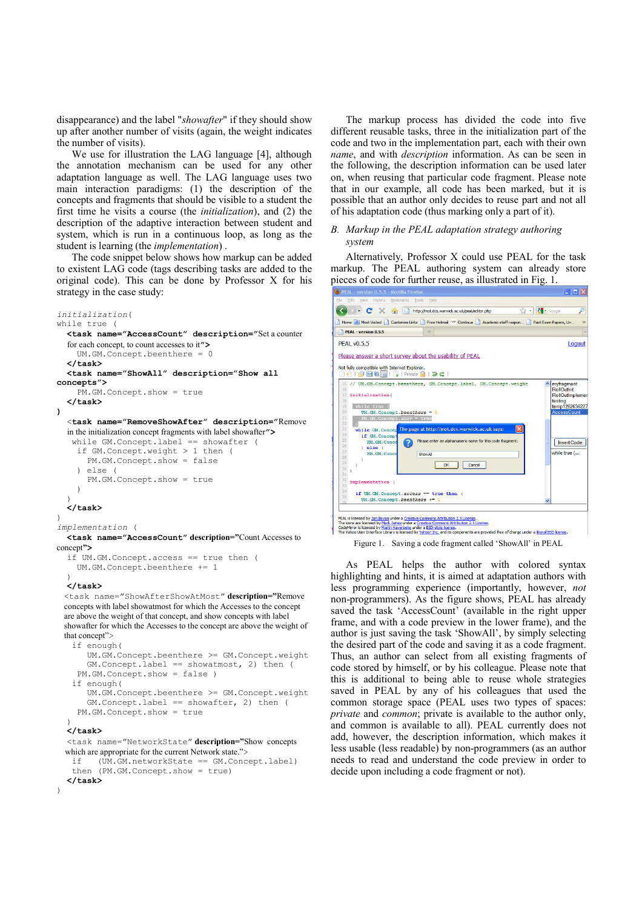disappearance) and the label "*showafter*" if they should show up after another number of visits (again, the weight indicates the number of visits).

We use for illustration the LAG language [4], although the annotation mechanism can be used for any other adaptation language as well. The LAG language uses two main interaction paradigms: (1) the description of the concepts and fragments that should be visible to a student the first time he visits a course (the *initialization*), and (2) the description of the adaptive interaction between student and system, which is run in a continuous loop, as long as the student is learning (the *implementation*) .

The code snippet below shows how markup can be added to existent LAG code (tags describing tasks are added to the original code). This can be done by Professor X for his strategy in the case study:

```
initialization(
while true (
  <task name="AccessCount" description="Set a counter
  for each concept, to count accesses to it">
    UM.GM.Concept.beenthere = 0
  </task>
  <task name="ShowAll" description="Show all
concepts">
    PM.GM.Concept.show = true
  </task>
)
  <task name="RemoveShowAfter" description="Remove
  in the initialization concept fragments with label showafter">
   while GM.Concept.label == showafter (
    if GM.Concept.weight > 1 then (
      PM.GM.Concept.show = false
    ) else (
      PM.GM.Concept.show = true
    )
  )
  </task>
)
implementation (
  <task name="AccessCount" description="Count Accesses to
concept">
   if UM.GM.Concept.access == true then (
    UM.GM.Concept.beenthere += 1
  )
  </task>
  <task name="ShowAfterShowAtMost" description="Remove
  concepts with label showatmost for which the Accesses to the concept
  are above the weight of that concept, and show concepts with label
  showafter for which the Accesses to the concept are above the weight of
  that concept">
   if enough(
      UM.GM.Concept.beenthere >= GM.Concept.weight
      GM.Concept.label == showatmost, 2) then (
    PM.GM.Concept.show = false )
   if enough(
      UM.GM.Concept.beenthere >= GM.Concept.weight
      GM.Concept.label == showafter, 2) then (
    PM.GM.Concept.show = true
  )
  </task>
  <task name="NetworkState" description="Show concepts
  which are appropriate for the current Network state.">
   if   (UM.GM.networkState == GM.Concept.label)
   then (PM.GM.Concept.show = true)
  </task>
)
```

The markup process has divided the code into five different reusable tasks, three in the initialization part of the code and two in the implementation part, each with their own *name*, and with *description* information. As can be seen in the following, the description information can be used later on, when reusing that particular code fragment. Please note that in our example, all code has been marked, but it is possible that an author only decides to reuse part and not all of his adaptation code (thus marking only a part of it).

### B. Markup in the PEAL adaptation strategy authoring system

Alternatively, Professor X could use PEAL for the task markup. The PEAL authoring system can already store pieces of code for further reuse, as illustrated in Fig. 1.

Figure 1. Saving a code fragment called 'ShowAll' in PEAL

As PEAL helps the author with colored syntax highlighting and hints, it is aimed at adaptation authors with less programming experience (importantly, however, *not* non-programmers). As the figure shows, PEAL has already saved the task 'AccessCount' (available in the right upper frame, and with a code preview in the lower frame), and the author is just saving the task 'ShowAll', by simply selecting the desired part of the code and saving it as a code fragment. Thus, an author can select from all existing fragments of code stored by himself, or by his colleague. Please note that this is additional to being able to reuse whole strategies saved in PEAL by any of his colleagues that used the common storage space (PEAL uses two types of spaces: *private* and *common*; private is available to the author only, and common is available to all). PEAL currently does not add, however, the description information, which makes it less usable (less readable) by non-programmers (as an author needs to read and understand the code preview in order to decide upon including a code fragment or not).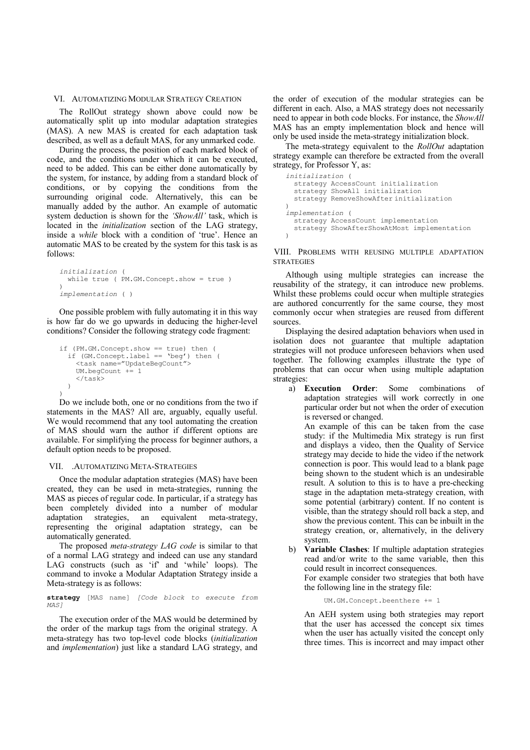## VI. Automatizing Modular Strategy Creation

The RollOut strategy shown above could now be automatically split up into modular adaptation strategies (MAS). A new MAS is created for each adaptation task described, as well as a default MAS, for any unmarked code.

During the process, the position of each marked block of code, and the conditions under which it can be executed, need to be added. This can be either done automatically by the system, for instance, by adding from a standard block of conditions, or by copying the conditions from the surrounding original code. Alternatively, this can be manually added by the author. An example of automatic system deduction is shown for the *'ShowAll'* task, which is located in the *initialization* section of the LAG strategy, inside a *while* block with a condition of 'true'. Hence an automatic MAS to be created by the system for this task is as follows:

```
initialization (
  while true ( PM.GM.Concept.show = true )
)
implementation ( )
```

One possible problem with fully automating it in this way is how far do we go upwards in deducing the higher-level conditions? Consider the following strategy code fragment:

```
if (PM.GM.Concept.show == true) then (
  if (GM.Concept.label == 'beg') then (
    <task name="UpdateBegCount">
    UM.begCount += 1
    </task>
  )
)
```

Do we include both, one or no conditions from the two if statements in the MAS? All are, arguably, equally useful. We would recommend that any tool automating the creation of MAS should warn the author if different options are available. For simplifying the process for beginner authors, a default option needs to be proposed.

## VII. .Automatizing Meta-Strategies

Once the modular adaptation strategies (MAS) have been created, they can be used in meta-strategies, running the MAS as pieces of regular code. In particular, if a strategy has been completely divided into a number of modular adaptation strategies, an equivalent meta-strategy, representing the original adaptation strategy, can be automatically generated.

The proposed *meta-strategy LAG code* is similar to that of a normal LAG strategy and indeed can use any standard LAG constructs (such as 'if' and 'while' loops). The command to invoke a Modular Adaptation Strategy inside a Meta-strategy is as follows:

```
strategy [MAS name] [Code block to execute from MAS]
```

The execution order of the MAS would be determined by the order of the markup tags from the original strategy. A meta-strategy has two top-level code blocks (*initialization* and *implementation*) just like a standard LAG strategy, and the order of execution of the modular strategies can be different in each. Also, a MAS strategy does not necessarily need to appear in both code blocks. For instance, the *ShowAll* MAS has an empty implementation block and hence will only be used inside the meta-strategy initialization block.

The meta-strategy equivalent to the *RollOut* adaptation strategy example can therefore be extracted from the overall strategy, for Professor Y, as:

```
initialization (
  strategy AccessCount initialization
  strategy ShowAll initialization
  strategy RemoveShowAfter initialization
)
implementation (
  strategy AccessCount implementation
  strategy ShowAfterShowAtMost implementation
)
```

## VIII. Problems with Reusing Multiple Adaptation Strategies

Although using multiple strategies can increase the reusability of the strategy, it can introduce new problems. Whilst these problems could occur when multiple strategies are authored concurrently for the same course, they most commonly occur when strategies are reused from different sources.

Displaying the desired adaptation behaviors when used in isolation does not guarantee that multiple adaptation strategies will not produce unforeseen behaviors when used together. The following examples illustrate the type of problems that can occur when using multiple adaptation strategies:

a) **Execution Order**: Some combinations of adaptation strategies will work correctly in one particular order but not when the order of execution is reversed or changed.

   An example of this can be taken from the case study: if the Multimedia Mix strategy is run first and displays a video, then the Quality of Service strategy may decide to hide the video if the network connection is poor. This would lead to a blank page being shown to the student which is an undesirable result. A solution to this is to have a pre-checking stage in the adaptation meta-strategy creation, with some potential (arbitrary) content. If no content is visible, than the strategy should roll back a step, and show the previous content. This can be inbuilt in the strategy creation, or, alternatively, in the delivery system.

b) **Variable Clashes**: If multiple adaptation strategies read and/or write to the same variable, then this could result in incorrect consequences.

   For example consider two strategies that both have the following line in the strategy file:

   ```
   UM.GM.Concept.beenthere += 1
   ```

   An AEH system using both strategies may report that the user has accessed the concept six times when the user has actually visited the concept only three times. This is incorrect and may impact other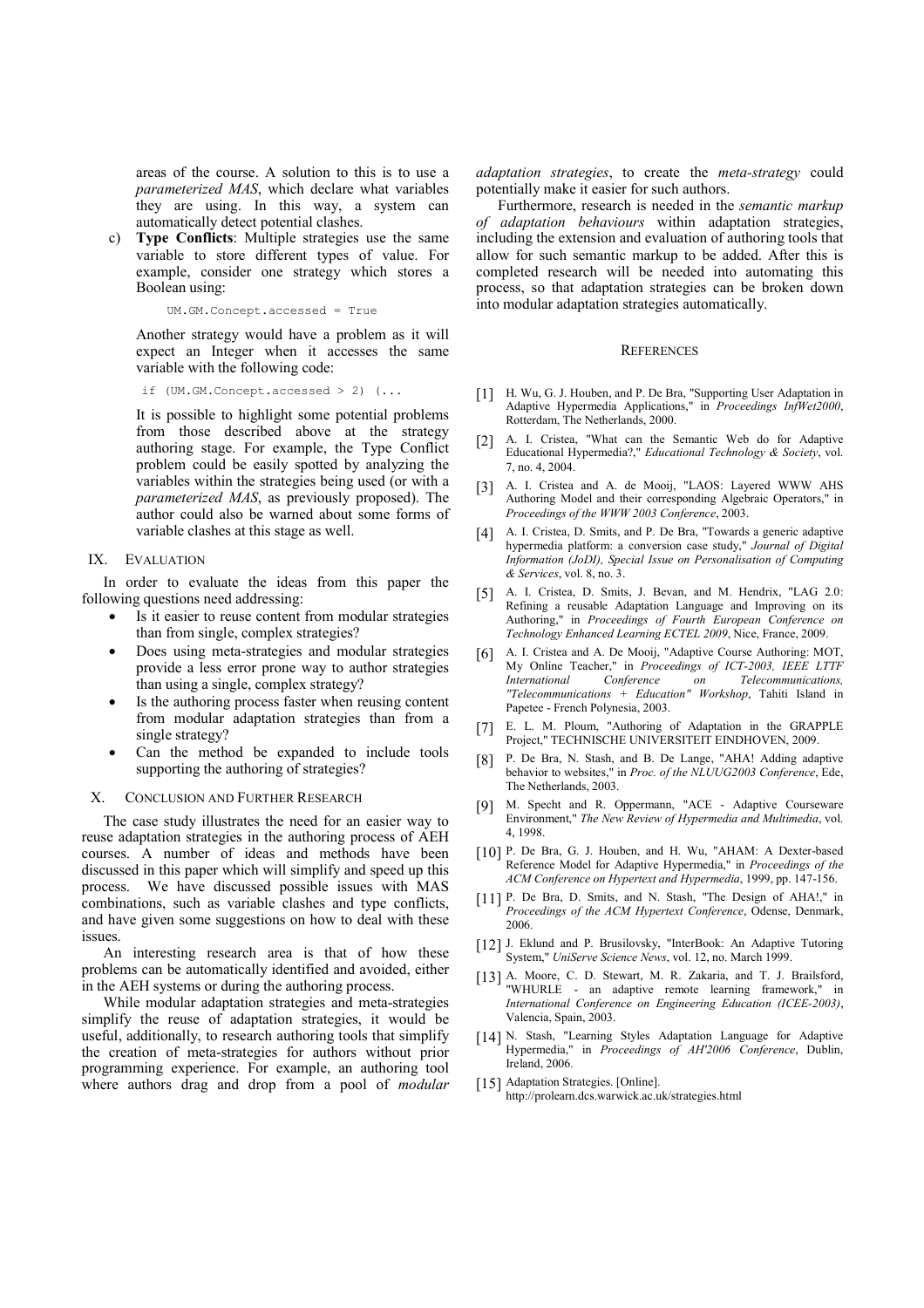areas of the course. A solution to this is to use a *parameterized MAS*, which declare what variables they are using. In this way, a system can automatically detect potential clashes.

c) **Type Conflicts**: Multiple strategies use the same variable to store different types of value. For example, consider one strategy which stores a Boolean using:

```
UM.GM.Concept.accessed = True
```

Another strategy would have a problem as it will expect an Integer when it accesses the same variable with the following code:

```
if (UM.GM.Concept.accessed > 2) (...
```

It is possible to highlight some potential problems from those described above at the strategy authoring stage. For example, the Type Conflict problem could be easily spotted by analyzing the variables within the strategies being used (or with a *parameterized MAS*, as previously proposed). The author could also be warned about some forms of variable clashes at this stage as well.

## IX. Evaluation

In order to evaluate the ideas from this paper the following questions need addressing:

- Is it easier to reuse content from modular strategies than from single, complex strategies?
- Does using meta-strategies and modular strategies provide a less error prone way to author strategies than using a single, complex strategy?
- Is the authoring process faster when reusing content from modular adaptation strategies than from a single strategy?
- Can the method be expanded to include tools supporting the authoring of strategies?

## X. Conclusion and Further Research

The case study illustrates the need for an easier way to reuse adaptation strategies in the authoring process of AEH courses. A number of ideas and methods have been discussed in this paper which will simplify and speed up this process. We have discussed possible issues with MAS combinations, such as variable clashes and type conflicts, and have given some suggestions on how to deal with these issues.

An interesting research area is that of how these problems can be automatically identified and avoided, either in the AEH systems or during the authoring process.

While modular adaptation strategies and meta-strategies simplify the reuse of adaptation strategies, it would be useful, additionally, to research authoring tools that simplify the creation of meta-strategies for authors without prior programming experience. For example, an authoring tool where authors drag and drop from a pool of *modular adaptation strategies*, to create the *meta-strategy* could potentially make it easier for such authors.

Furthermore, research is needed in the *semantic markup of adaptation behaviours* within adaptation strategies, including the extension and evaluation of authoring tools that allow for such semantic markup to be added. After this is completed research will be needed into automating this process, so that adaptation strategies can be broken down into modular adaptation strategies automatically.

## References

[1] H. Wu, G. J. Houben, and P. De Bra, "Supporting User Adaptation in Adaptive Hypermedia Applications," in *Proceedings InfWet2000*, Rotterdam, The Netherlands, 2000.

[2] A. I. Cristea, "What can the Semantic Web do for Adaptive Educational Hypermedia?," *Educational Technology & Society*, vol. 7, no. 4, 2004.

[3] A. I. Cristea and A. de Mooij, "LAOS: Layered WWW AHS Authoring Model and their corresponding Algebraic Operators," in *Proceedings of the WWW 2003 Conference*, 2003.

[4] A. I. Cristea, D. Smits, and P. De Bra, "Towards a generic adaptive hypermedia platform: a conversion case study," *Journal of Digital Information (JoDI), Special Issue on Personalisation of Computing & Services*, vol. 8, no. 3.

[5] A. I. Cristea, D. Smits, J. Bevan, and M. Hendrix, "LAG 2.0: Refining a reusable Adaptation Language and Improving on its Authoring," in *Proceedings of Fourth European Conference on Technology Enhanced Learning ECTEL 2009*, Nice, France, 2009.

[6] A. I. Cristea and A. De Mooij, "Adaptive Course Authoring: MOT, My Online Teacher," in *Proceedings of ICT-2003, IEEE LTTF International Conference on Telecommunications, "Telecommunications + Education" Workshop*, Tahiti Island in Papetee - French Polynesia, 2003.

[7] E. L. M. Ploum, "Authoring of Adaptation in the GRAPPLE Project," TECHNISCHE UNIVERSITEIT EINDHOVEN, 2009.

[8] P. De Bra, N. Stash, and B. De Lange, "AHA! Adding adaptive behavior to websites," in *Proc. of the NLUUG2003 Conference*, Ede, The Netherlands, 2003.

[9] M. Specht and R. Oppermann, "ACE - Adaptive Courseware Environment," *The New Review of Hypermedia and Multimedia*, vol. 4, 1998.

[10] P. De Bra, G. J. Houben, and H. Wu, "AHAM: A Dexter-based Reference Model for Adaptive Hypermedia," in *Proceedings of the ACM Conference on Hypertext and Hypermedia*, 1999, pp. 147-156.

[11] P. De Bra, D. Smits, and N. Stash, "The Design of AHA!," in *Proceedings of the ACM Hypertext Conference*, Odense, Denmark, 2006.

[12] J. Eklund and P. Brusilovsky, "InterBook: An Adaptive Tutoring System," *UniServe Science News*, vol. 12, no. March 1999.

[13] A. Moore, C. D. Stewart, M. R. Zakaria, and T. J. Brailsford, "WHURLE - an adaptive remote learning framework," in *International Conference on Engineering Education (ICEE-2003)*, Valencia, Spain, 2003.

[14] N. Stash, "Learning Styles Adaptation Language for Adaptive Hypermedia," in *Proceedings of AH'2006 Conference*, Dublin, Ireland, 2006.

[15] Adaptation Strategies. [Online]. http://prolearn.dcs.warwick.ac.uk/strategies.html